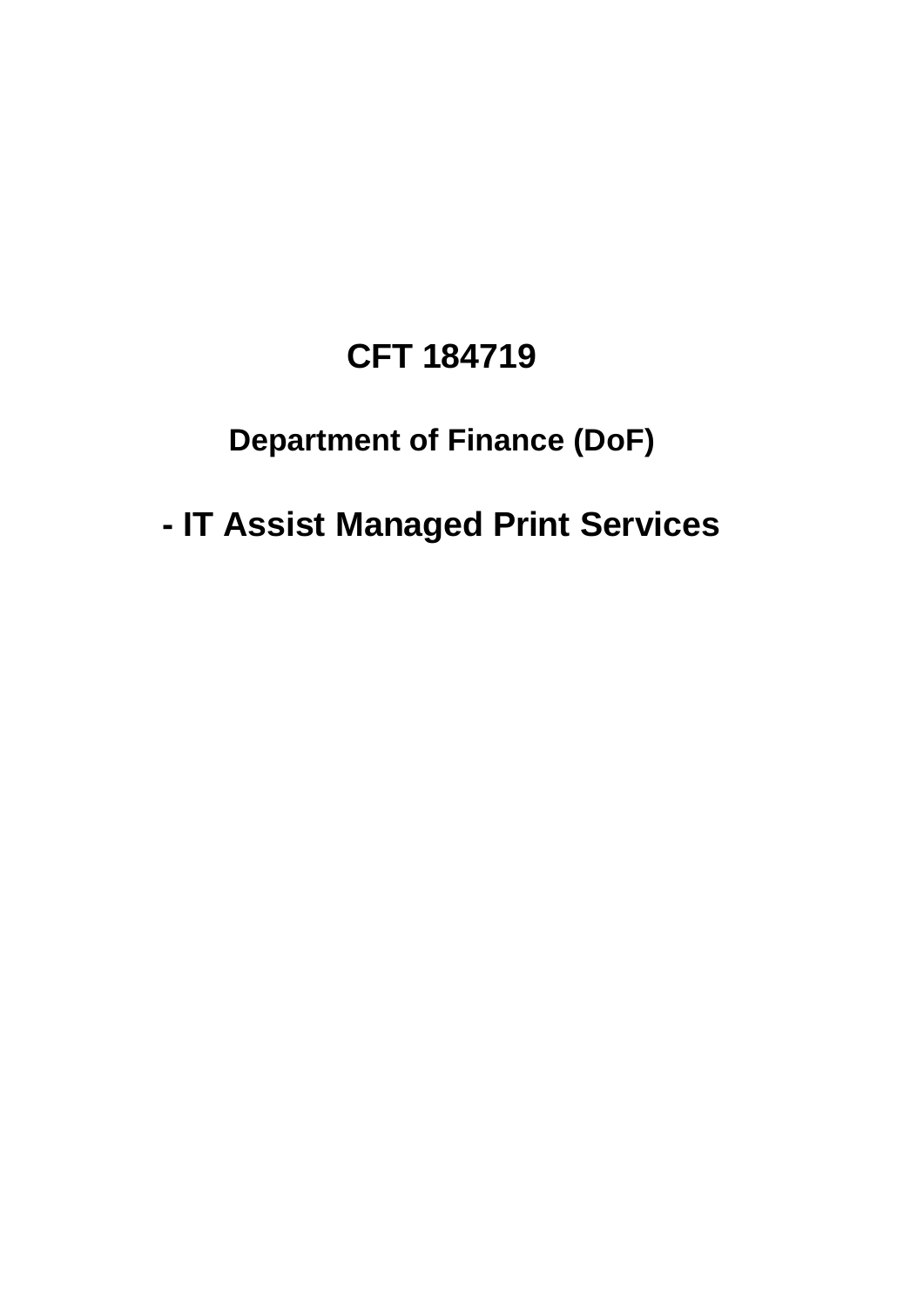# CFT 184719

## Department of Finance (DoF)

# - IT Assist Managed Print Services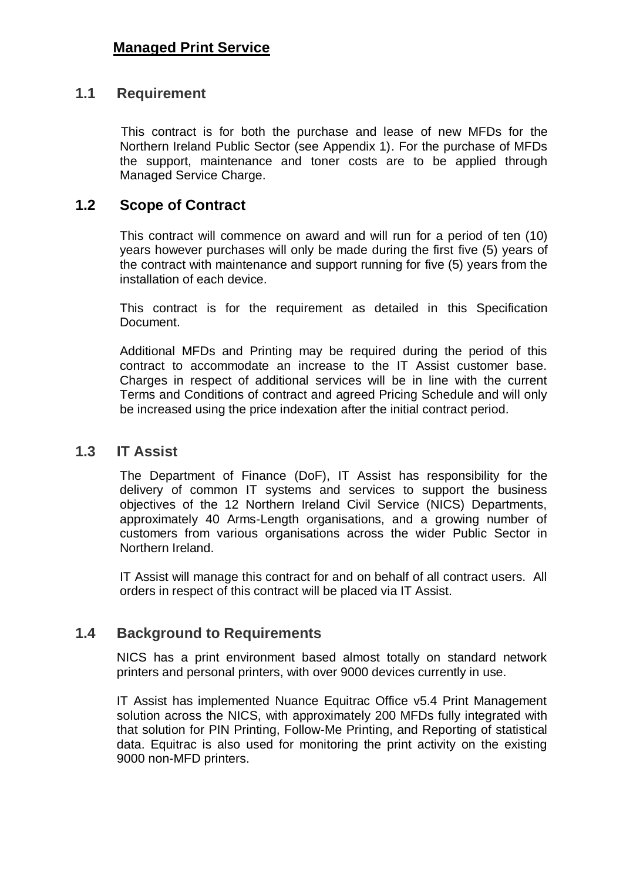# Managed Print Service

## 1.1 Requirement

This contract is for both the purchase and lease of new MFDs for the Northern Ireland Public Sector (see Appendix 1). For the purchase of MFDs the support, maintenance and toner costs are to be applied through Managed Service Charge.

## 1.2 Scope of Contract

This contract will commence on award and will run for a period of ten (10) years however purchases will only be made during the first five (5) years of the contract with maintenance and support running for five (5) years from the installation of each device.

This contract is for the requirement as detailed in this Specification Document.

Additional MFDs and Printing may be required during the period of this contract to accommodate an increase to the IT Assist customer base. Charges in respect of additional services will be in line with the current Terms and Conditions of contract and agreed Pricing Schedule and will only be increased using the price indexation after the initial contract period.

## 1.3 IT Assist

The Department of Finance (DoF), IT Assist has responsibility for the delivery of common IT systems and services to support the business objectives of the 12 Northern Ireland Civil Service (NICS) Departments, approximately 40 Arms-Length organisations, and a growing number of customers from various organisations across the wider Public Sector in Northern Ireland.

IT Assist will manage this contract for and on behalf of all contract users. All orders in respect of this contract will be placed via IT Assist.

## 1.4 Background to Requirements

NICS has a print environment based almost totally on standard network printers and personal printers, with over 9000 devices currently in use.

IT Assist has implemented Nuance Equitrac Office v5.4 Print Management solution across the NICS, with approximately 200 MFDs fully integrated with that solution for PIN Printing, Follow-Me Printing, and Reporting of statistical data. Equitrac is also used for monitoring the print activity on the existing 9000 non-MFD printers.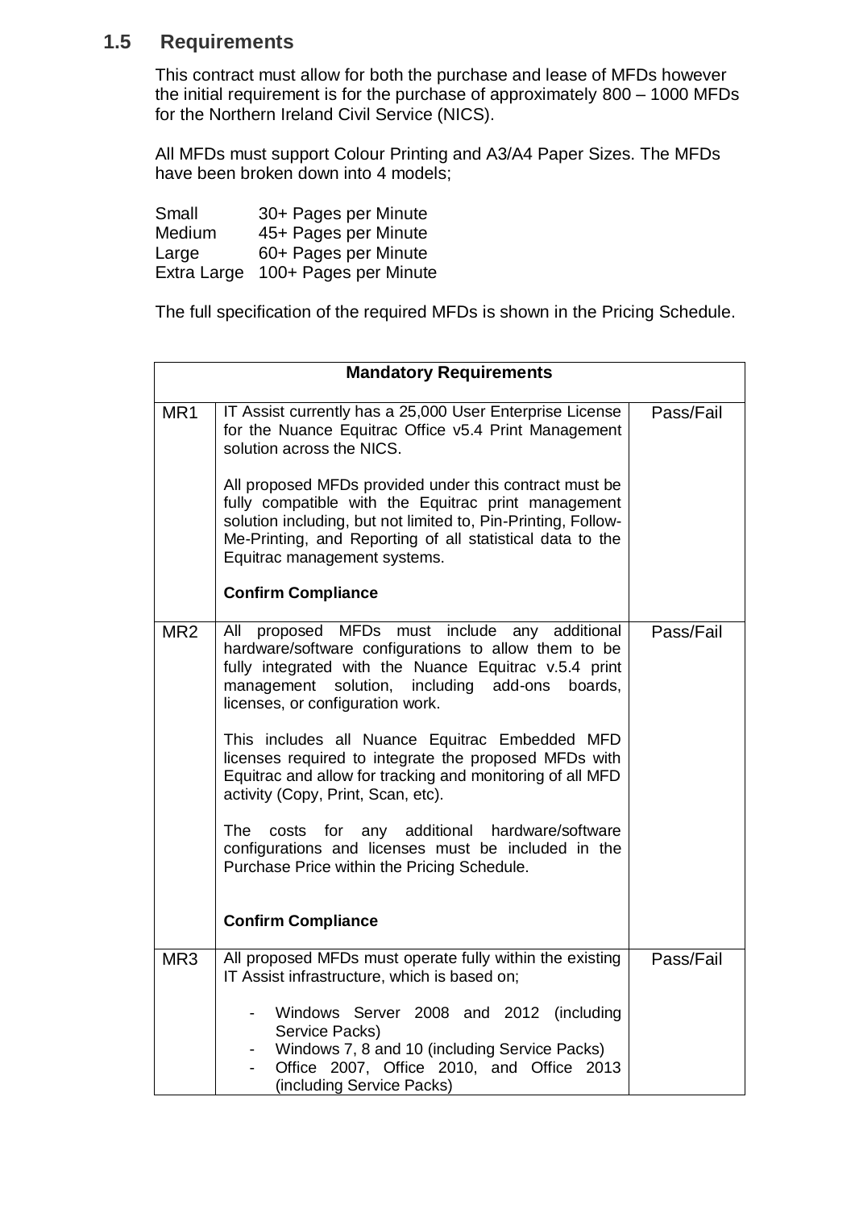## 1.5 Requirements

This contract must allow for both the purchase and lease of MFDs however the initial requirement is for the purchase of approximately 800 – 1000 MFDs for the Northern Ireland Civil Service (NICS).

All MFDs must support Colour Printing and A3/A4 Paper Sizes. The MFDs have been broken down into 4 models;

| | |
|---|---|
| Small | 30+ Pages per Minute |
| Medium | 45+ Pages per Minute |
| Large | 60+ Pages per Minute |
| Extra Large | 100+ Pages per Minute |

The full specification of the required MFDs is shown in the Pricing Schedule.

| **Mandatory Requirements** | | |
|---|---|---|
| MR1 | IT Assist currently has a 25,000 User Enterprise License for the Nuance Equitrac Office v5.4 Print Management solution across the NICS.<br><br>All proposed MFDs provided under this contract must be fully compatible with the Equitrac print management solution including, but not limited to, Pin-Printing, Follow-Me-Printing, and Reporting of all statistical data to the Equitrac management systems.<br><br>**Confirm Compliance** | Pass/Fail |
| MR2 | All proposed MFDs must include any additional hardware/software configurations to allow them to be fully integrated with the Nuance Equitrac v.5.4 print management solution, including add-ons boards, licenses, or configuration work.<br><br>This includes all Nuance Equitrac Embedded MFD licenses required to integrate the proposed MFDs with Equitrac and allow for tracking and monitoring of all MFD activity (Copy, Print, Scan, etc).<br><br>The costs for any additional hardware/software configurations and licenses must be included in the Purchase Price within the Pricing Schedule.<br><br>**Confirm Compliance** | Pass/Fail |
| MR3 | All proposed MFDs must operate fully within the existing IT Assist infrastructure, which is based on;<br><br>- Windows Server 2008 and 2012 (including Service Packs)<br>- Windows 7, 8 and 10 (including Service Packs)<br>- Office 2007, Office 2010, and Office 2013 (including Service Packs) | Pass/Fail |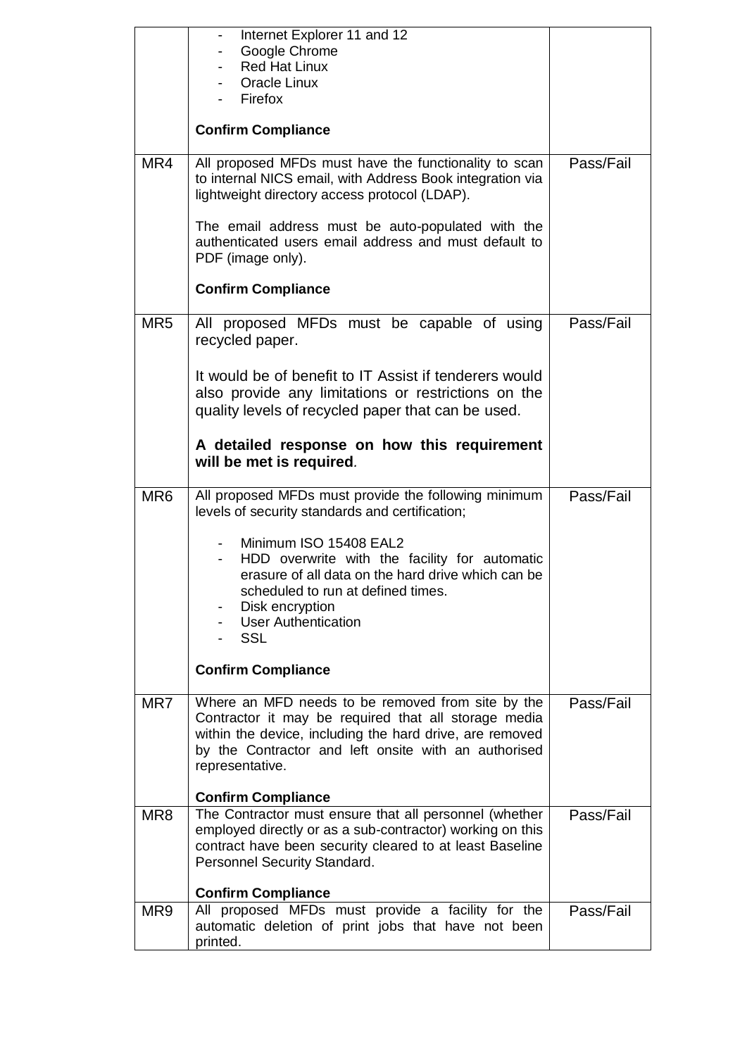| | | |
|---|---|---|
| | - Internet Explorer 11 and 12<br>- Google Chrome<br>- Red Hat Linux<br>- Oracle Linux<br>- Firefox<br><br>**Confirm Compliance** | |
| MR4 | All proposed MFDs must have the functionality to scan to internal NICS email, with Address Book integration via lightweight directory access protocol (LDAP).<br><br>The email address must be auto-populated with the authenticated users email address and must default to PDF (image only).<br><br>**Confirm Compliance** | Pass/Fail |
| MR5 | All proposed MFDs must be capable of using recycled paper.<br><br>It would be of benefit to IT Assist if tenderers would also provide any limitations or restrictions on the quality levels of recycled paper that can be used.<br><br>**A detailed response on how this requirement will be met is required**. | Pass/Fail |
| MR6 | All proposed MFDs must provide the following minimum levels of security standards and certification;<br><br>- Minimum ISO 15408 EAL2<br>- HDD overwrite with the facility for automatic erasure of all data on the hard drive which can be scheduled to run at defined times.<br>- Disk encryption<br>- User Authentication<br>- SSL<br><br>**Confirm Compliance** | Pass/Fail |
| MR7 | Where an MFD needs to be removed from site by the Contractor it may be required that all storage media within the device, including the hard drive, are removed by the Contractor and left onsite with an authorised representative.<br><br>**Confirm Compliance** | Pass/Fail |
| MR8 | The Contractor must ensure that all personnel (whether employed directly or as a sub-contractor) working on this contract have been security cleared to at least Baseline Personnel Security Standard.<br><br>**Confirm Compliance** | Pass/Fail |
| MR9 | All proposed MFDs must provide a facility for the automatic deletion of print jobs that have not been printed. | Pass/Fail |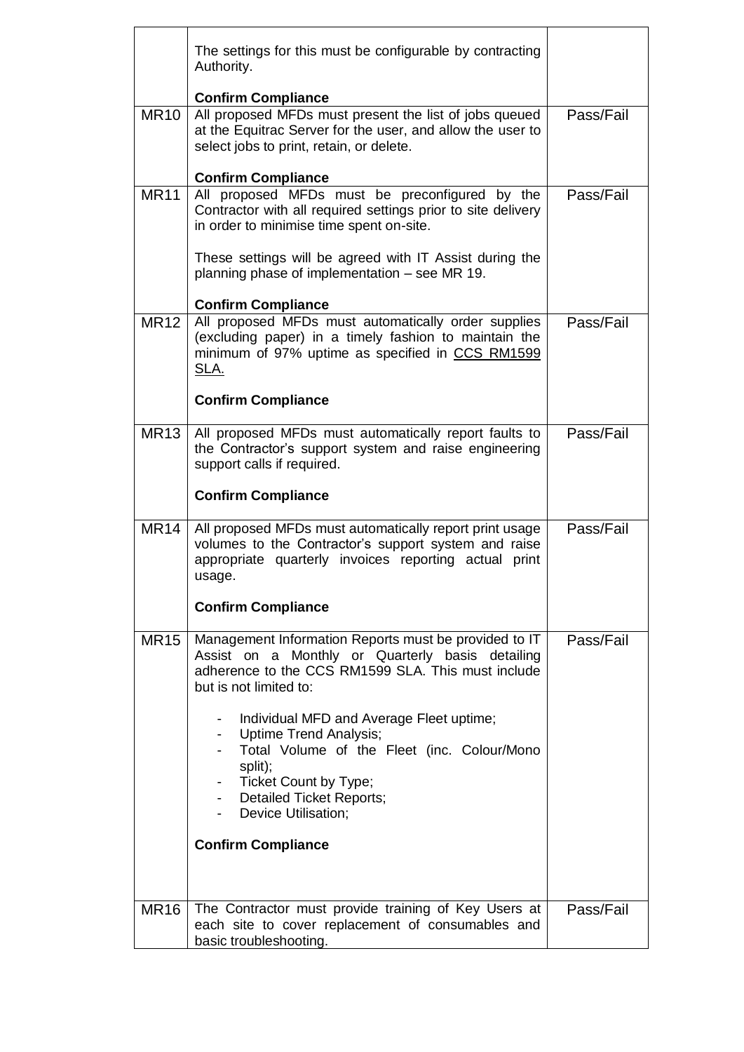| | | |
|---|---|---|
| | The settings for this must be configurable by contracting Authority.<br><br>**Confirm Compliance** | |
| MR10 | All proposed MFDs must present the list of jobs queued at the Equitrac Server for the user, and allow the user to select jobs to print, retain, or delete.<br><br>**Confirm Compliance** | Pass/Fail |
| MR11 | All proposed MFDs must be preconfigured by the Contractor with all required settings prior to site delivery in order to minimise time spent on-site.<br><br>These settings will be agreed with IT Assist during the planning phase of implementation – see MR 19.<br><br>**Confirm Compliance** | Pass/Fail |
| MR12 | All proposed MFDs must automatically order supplies (excluding paper) in a timely fashion to maintain the minimum of 97% uptime as specified in CCS RM1599 SLA.<br><br>**Confirm Compliance** | Pass/Fail |
| MR13 | All proposed MFDs must automatically report faults to the Contractor's support system and raise engineering support calls if required.<br><br>**Confirm Compliance** | Pass/Fail |
| MR14 | All proposed MFDs must automatically report print usage volumes to the Contractor's support system and raise appropriate quarterly invoices reporting actual print usage.<br><br>**Confirm Compliance** | Pass/Fail |
| MR15 | Management Information Reports must be provided to IT Assist on a Monthly or Quarterly basis detailing adherence to the CCS RM1599 SLA. This must include but is not limited to:<br><br>- Individual MFD and Average Fleet uptime;<br>- Uptime Trend Analysis;<br>- Total Volume of the Fleet (inc. Colour/Mono split);<br>- Ticket Count by Type;<br>- Detailed Ticket Reports;<br>- Device Utilisation;<br><br>**Confirm Compliance** | Pass/Fail |
| MR16 | The Contractor must provide training of Key Users at each site to cover replacement of consumables and basic troubleshooting. | Pass/Fail |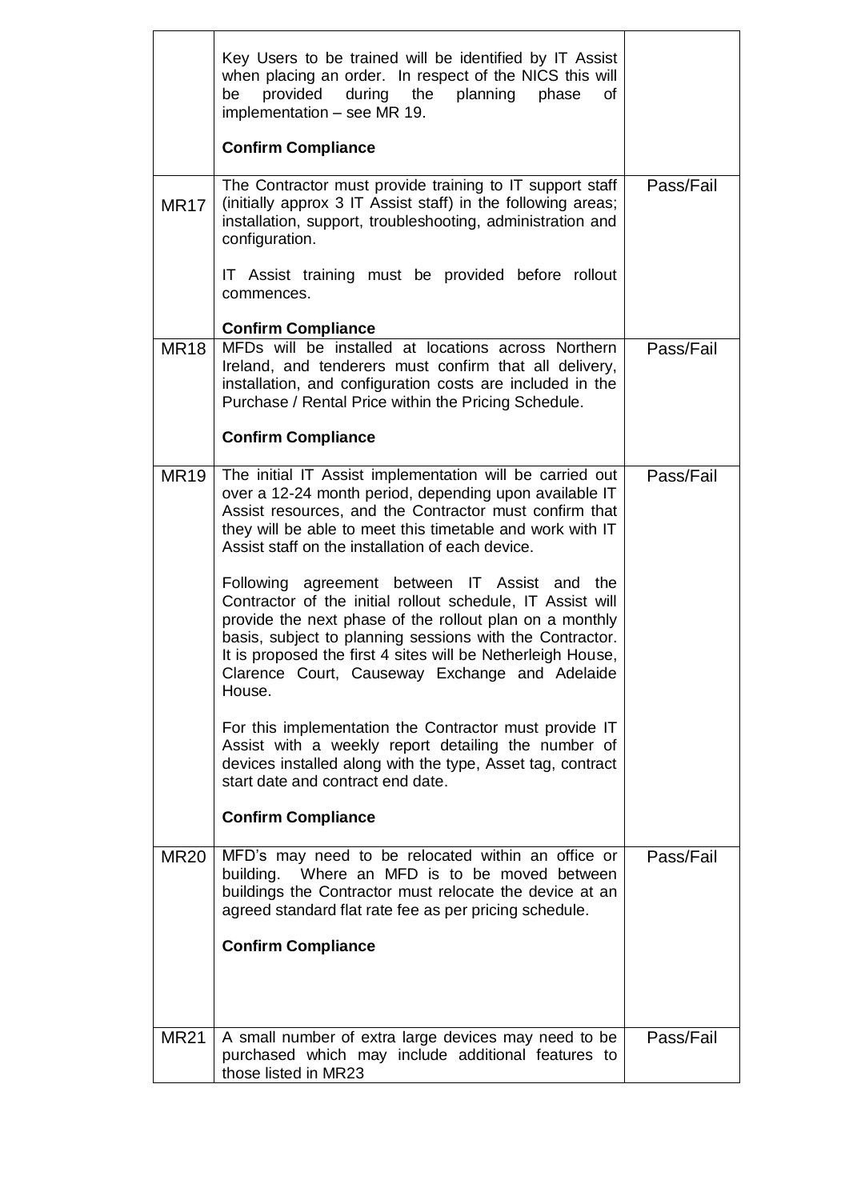| | | |
|---|---|---|
| | Key Users to be trained will be identified by IT Assist when placing an order. In respect of the NICS this will be provided during the planning phase of implementation – see MR 19.<br><br>**Confirm Compliance** | |
| MR17 | The Contractor must provide training to IT support staff (initially approx 3 IT Assist staff) in the following areas; installation, support, troubleshooting, administration and configuration.<br><br>IT Assist training must be provided before rollout commences.<br><br>**Confirm Compliance** | Pass/Fail |
| MR18 | MFDs will be installed at locations across Northern Ireland, and tenderers must confirm that all delivery, installation, and configuration costs are included in the Purchase / Rental Price within the Pricing Schedule.<br><br>**Confirm Compliance** | Pass/Fail |
| MR19 | The initial IT Assist implementation will be carried out over a 12-24 month period, depending upon available IT Assist resources, and the Contractor must confirm that they will be able to meet this timetable and work with IT Assist staff on the installation of each device.<br><br>Following agreement between IT Assist and the Contractor of the initial rollout schedule, IT Assist will provide the next phase of the rollout plan on a monthly basis, subject to planning sessions with the Contractor. It is proposed the first 4 sites will be Netherleigh House, Clarence Court, Causeway Exchange and Adelaide House.<br><br>For this implementation the Contractor must provide IT Assist with a weekly report detailing the number of devices installed along with the type, Asset tag, contract start date and contract end date.<br><br>**Confirm Compliance** | Pass/Fail |
| MR20 | MFD's may need to be relocated within an office or building. Where an MFD is to be moved between buildings the Contractor must relocate the device at an agreed standard flat rate fee as per pricing schedule.<br><br>**Confirm Compliance** | Pass/Fail |
| MR21 | A small number of extra large devices may need to be purchased which may include additional features to those listed in MR23 | Pass/Fail |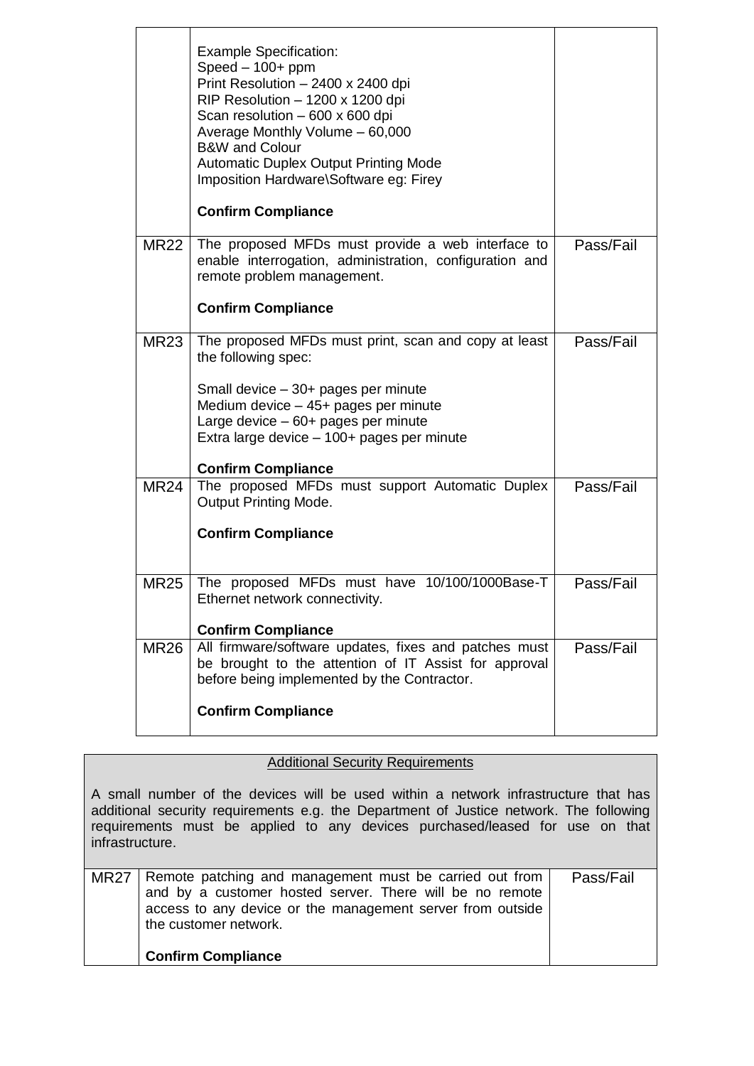| | | |
|---|---|---|
| | Example Specification:<br>Speed – 100+ ppm<br>Print Resolution – 2400 x 2400 dpi<br>RIP Resolution – 1200 x 1200 dpi<br>Scan resolution – 600 x 600 dpi<br>Average Monthly Volume – 60,000<br>B&W and Colour<br>Automatic Duplex Output Printing Mode<br>Imposition Hardware\Software eg: Firey<br><br>**Confirm Compliance** | |
| MR22 | The proposed MFDs must provide a web interface to enable interrogation, administration, configuration and remote problem management.<br><br>**Confirm Compliance** | Pass/Fail |
| MR23 | The proposed MFDs must print, scan and copy at least the following spec:<br><br>Small device – 30+ pages per minute<br>Medium device – 45+ pages per minute<br>Large device – 60+ pages per minute<br>Extra large device – 100+ pages per minute<br><br>**Confirm Compliance** | Pass/Fail |
| MR24 | The proposed MFDs must support Automatic Duplex Output Printing Mode.<br><br>**Confirm Compliance** | Pass/Fail |
| MR25 | The proposed MFDs must have 10/100/1000Base-T Ethernet network connectivity.<br><br>**Confirm Compliance** | Pass/Fail |
| MR26 | All firmware/software updates, fixes and patches must be brought to the attention of IT Assist for approval before being implemented by the Contractor.<br><br>**Confirm Compliance** | Pass/Fail |

<u>Additional Security Requirements</u>

A small number of the devices will be used within a network infrastructure that has additional security requirements e.g. the Department of Justice network. The following requirements must be applied to any devices purchased/leased for use on that infrastructure.

| | | |
|---|---|---|
| MR27 | Remote patching and management must be carried out from and by a customer hosted server. There will be no remote access to any device or the management server from outside the customer network.<br><br>**Confirm Compliance** | Pass/Fail |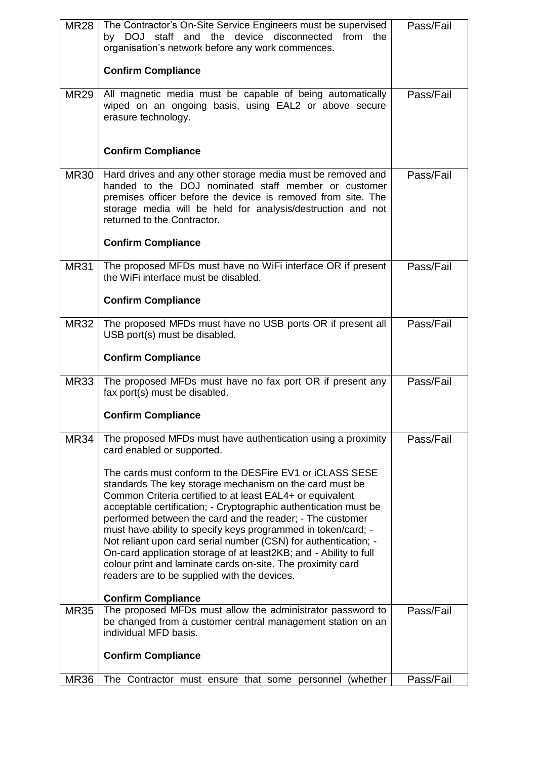| | | |
|---|---|---|
| MR28 | The Contractor's On-Site Service Engineers must be supervised by DOJ staff and the device disconnected from the organisation's network before any work commences.<br><br>**Confirm Compliance** | Pass/Fail |
| MR29 | All magnetic media must be capable of being automatically wiped on an ongoing basis, using EAL2 or above secure erasure technology.<br><br>**Confirm Compliance** | Pass/Fail |
| MR30 | Hard drives and any other storage media must be removed and handed to the DOJ nominated staff member or customer premises officer before the device is removed from site. The storage media will be held for analysis/destruction and not returned to the Contractor.<br><br>**Confirm Compliance** | Pass/Fail |
| MR31 | The proposed MFDs must have no WiFi interface OR if present the WiFi interface must be disabled.<br><br>**Confirm Compliance** | Pass/Fail |
| MR32 | The proposed MFDs must have no USB ports OR if present all USB port(s) must be disabled.<br><br>**Confirm Compliance** | Pass/Fail |
| MR33 | The proposed MFDs must have no fax port OR if present any fax port(s) must be disabled.<br><br>**Confirm Compliance** | Pass/Fail |
| MR34 | The proposed MFDs must have authentication using a proximity card enabled or supported.<br><br>The cards must conform to the DESFire EV1 or iCLASS SESE standards The key storage mechanism on the card must be Common Criteria certified to at least EAL4+ or equivalent acceptable certification; - Cryptographic authentication must be performed between the card and the reader; - The customer must have ability to specify keys programmed in token/card; - Not reliant upon card serial number (CSN) for authentication; - On-card application storage of at least2KB; and - Ability to full colour print and laminate cards on-site. The proximity card readers are to be supplied with the devices.<br><br>**Confirm Compliance** | Pass/Fail |
| MR35 | The proposed MFDs must allow the administrator password to be changed from a customer central management station on an individual MFD basis.<br><br>**Confirm Compliance** | Pass/Fail |
| MR36 | The Contractor must ensure that some personnel (whether | Pass/Fail |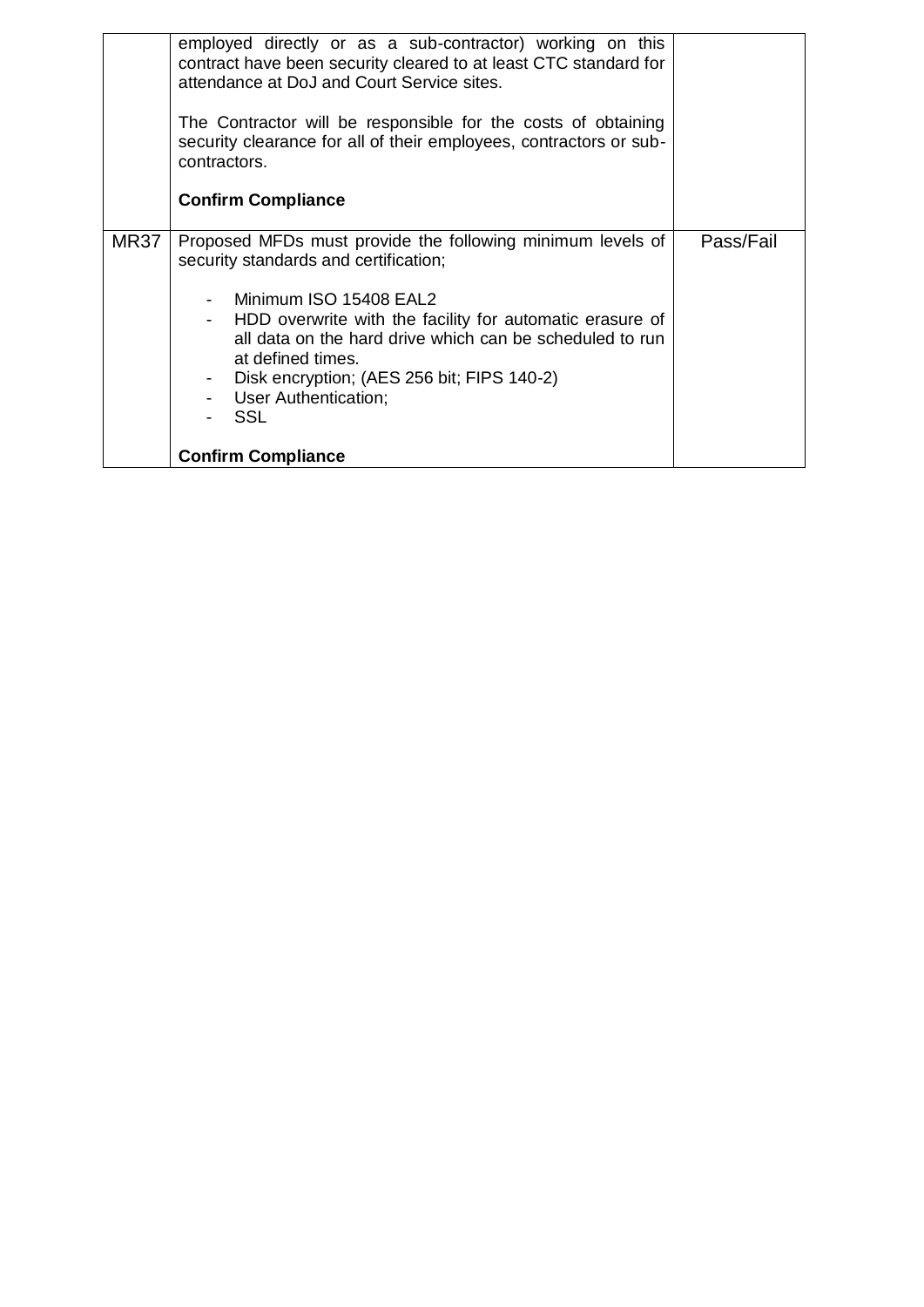| | | |
|---|---|---|
| | employed directly or as a sub-contractor) working on this contract have been security cleared to at least CTC standard for attendance at DoJ and Court Service sites.<br><br>The Contractor will be responsible for the costs of obtaining security clearance for all of their employees, contractors or sub-contractors.<br><br>**Confirm Compliance** | |
| MR37 | Proposed MFDs must provide the following minimum levels of security standards and certification;<br><br>- Minimum ISO 15408 EAL2<br>- HDD overwrite with the facility for automatic erasure of all data on the hard drive which can be scheduled to run at defined times.<br>- Disk encryption; (AES 256 bit; FIPS 140-2)<br>- User Authentication;<br>- SSL<br><br>**Confirm Compliance** | Pass/Fail |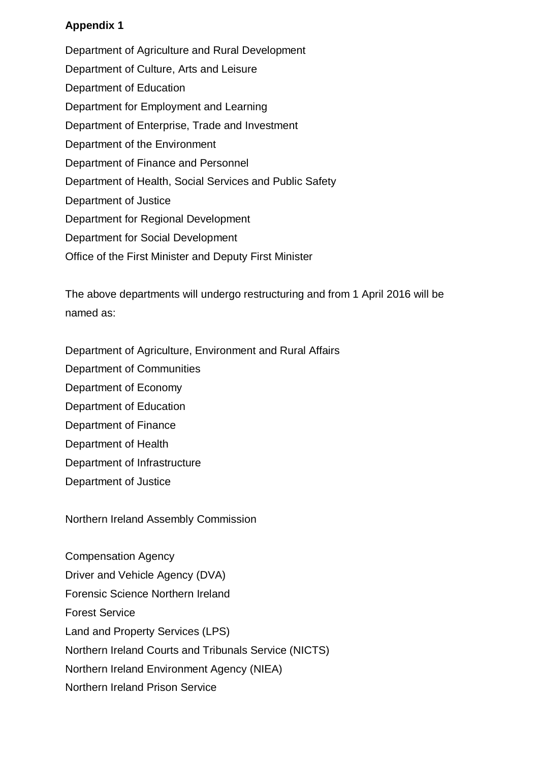**Appendix 1**

Department of Agriculture and Rural Development
Department of Culture, Arts and Leisure
Department of Education
Department for Employment and Learning
Department of Enterprise, Trade and Investment
Department of the Environment
Department of Finance and Personnel
Department of Health, Social Services and Public Safety
Department of Justice
Department for Regional Development
Department for Social Development
Office of the First Minister and Deputy First Minister

The above departments will undergo restructuring and from 1 April 2016 will be named as:

Department of Agriculture, Environment and Rural Affairs
Department of Communities
Department of Economy
Department of Education
Department of Finance
Department of Health
Department of Infrastructure
Department of Justice

Northern Ireland Assembly Commission

Compensation Agency
Driver and Vehicle Agency (DVA)
Forensic Science Northern Ireland
Forest Service
Land and Property Services (LPS)
Northern Ireland Courts and Tribunals Service (NICTS)
Northern Ireland Environment Agency (NIEA)
Northern Ireland Prison Service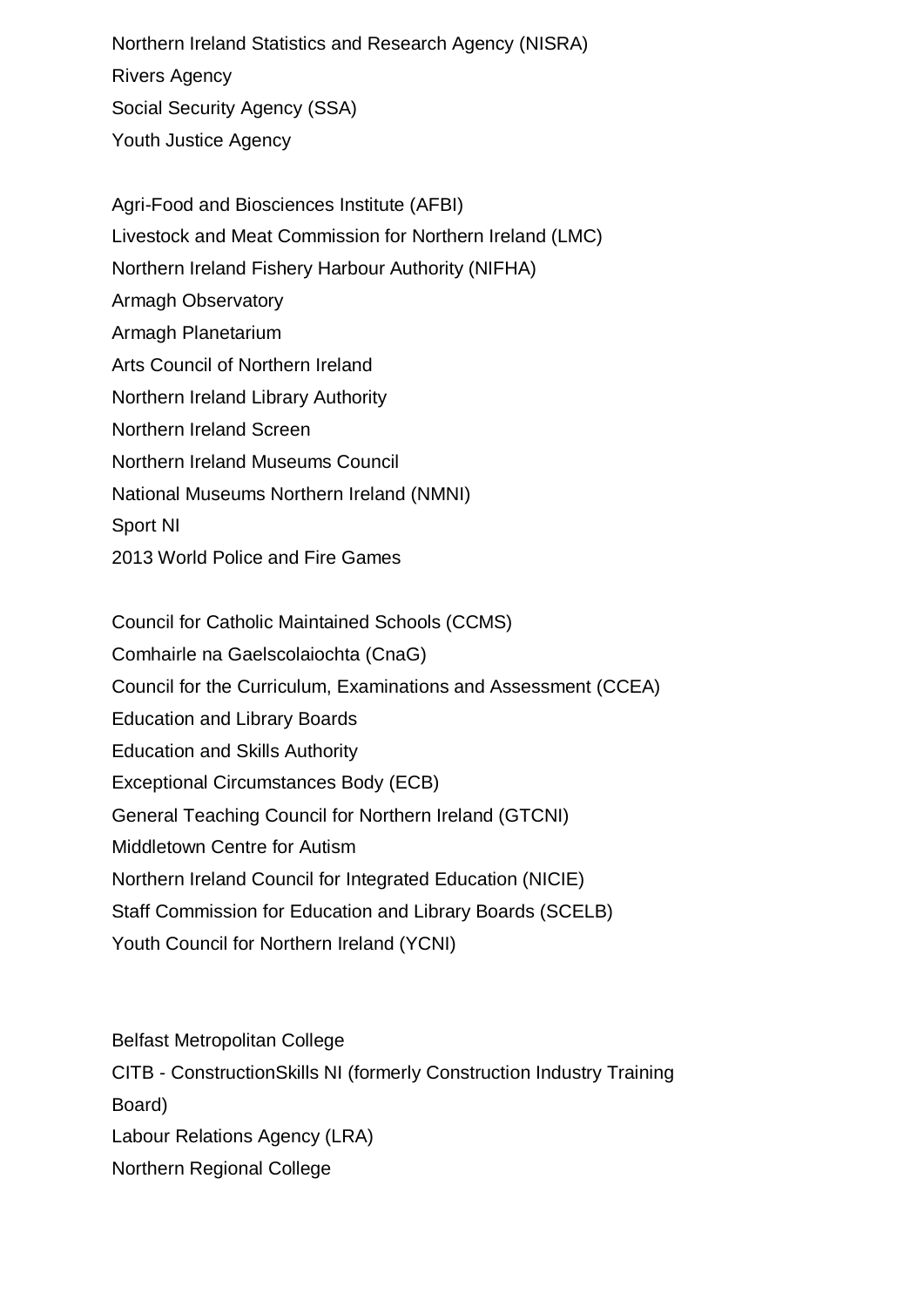Northern Ireland Statistics and Research Agency (NISRA)
Rivers Agency
Social Security Agency (SSA)
Youth Justice Agency

Agri-Food and Biosciences Institute (AFBI)
Livestock and Meat Commission for Northern Ireland (LMC)
Northern Ireland Fishery Harbour Authority (NIFHA)
Armagh Observatory
Armagh Planetarium
Arts Council of Northern Ireland
Northern Ireland Library Authority
Northern Ireland Screen
Northern Ireland Museums Council
National Museums Northern Ireland (NMNI)
Sport NI
2013 World Police and Fire Games

Council for Catholic Maintained Schools (CCMS)
Comhairle na Gaelscolaiochta (CnaG)
Council for the Curriculum, Examinations and Assessment (CCEA)
Education and Library Boards
Education and Skills Authority
Exceptional Circumstances Body (ECB)
General Teaching Council for Northern Ireland (GTCNI)
Middletown Centre for Autism
Northern Ireland Council for Integrated Education (NICIE)
Staff Commission for Education and Library Boards (SCELB)
Youth Council for Northern Ireland (YCNI)

Belfast Metropolitan College
CITB - ConstructionSkills NI (formerly Construction Industry Training Board)
Labour Relations Agency (LRA)
Northern Regional College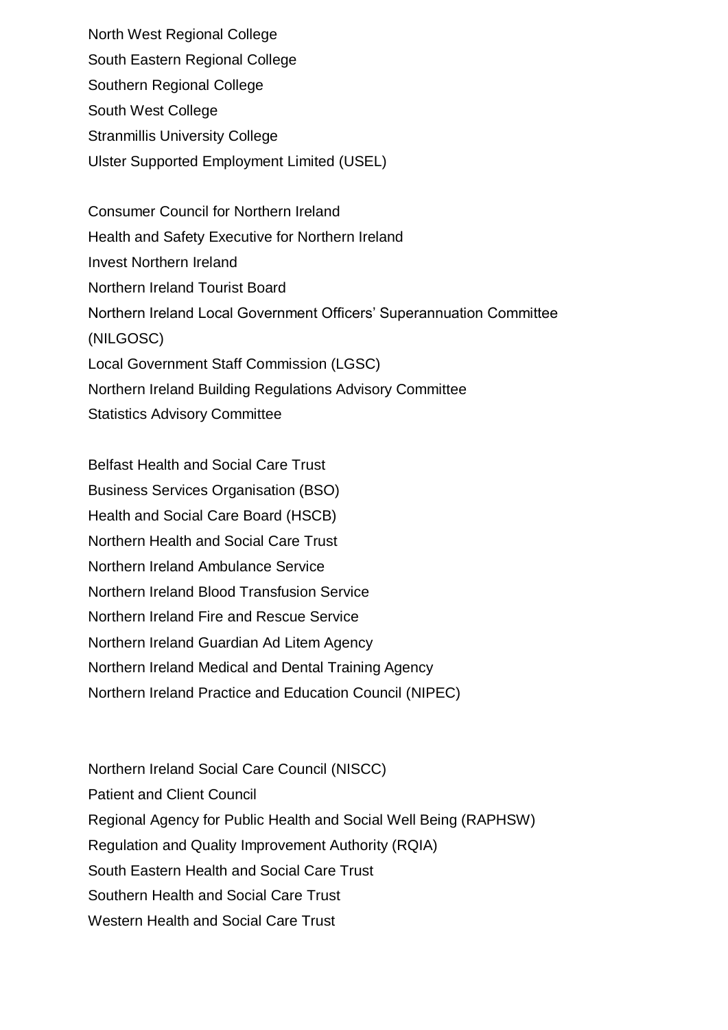North West Regional College
South Eastern Regional College
Southern Regional College
South West College
Stranmillis University College
Ulster Supported Employment Limited (USEL)

Consumer Council for Northern Ireland
Health and Safety Executive for Northern Ireland
Invest Northern Ireland
Northern Ireland Tourist Board
Northern Ireland Local Government Officers' Superannuation Committee (NILGOSC)
Local Government Staff Commission (LGSC)
Northern Ireland Building Regulations Advisory Committee
Statistics Advisory Committee

Belfast Health and Social Care Trust
Business Services Organisation (BSO)
Health and Social Care Board (HSCB)
Northern Health and Social Care Trust
Northern Ireland Ambulance Service
Northern Ireland Blood Transfusion Service
Northern Ireland Fire and Rescue Service
Northern Ireland Guardian Ad Litem Agency
Northern Ireland Medical and Dental Training Agency
Northern Ireland Practice and Education Council (NIPEC)

Northern Ireland Social Care Council (NISCC)
Patient and Client Council
Regional Agency for Public Health and Social Well Being (RAPHSW)
Regulation and Quality Improvement Authority (RQIA)
South Eastern Health and Social Care Trust
Southern Health and Social Care Trust
Western Health and Social Care Trust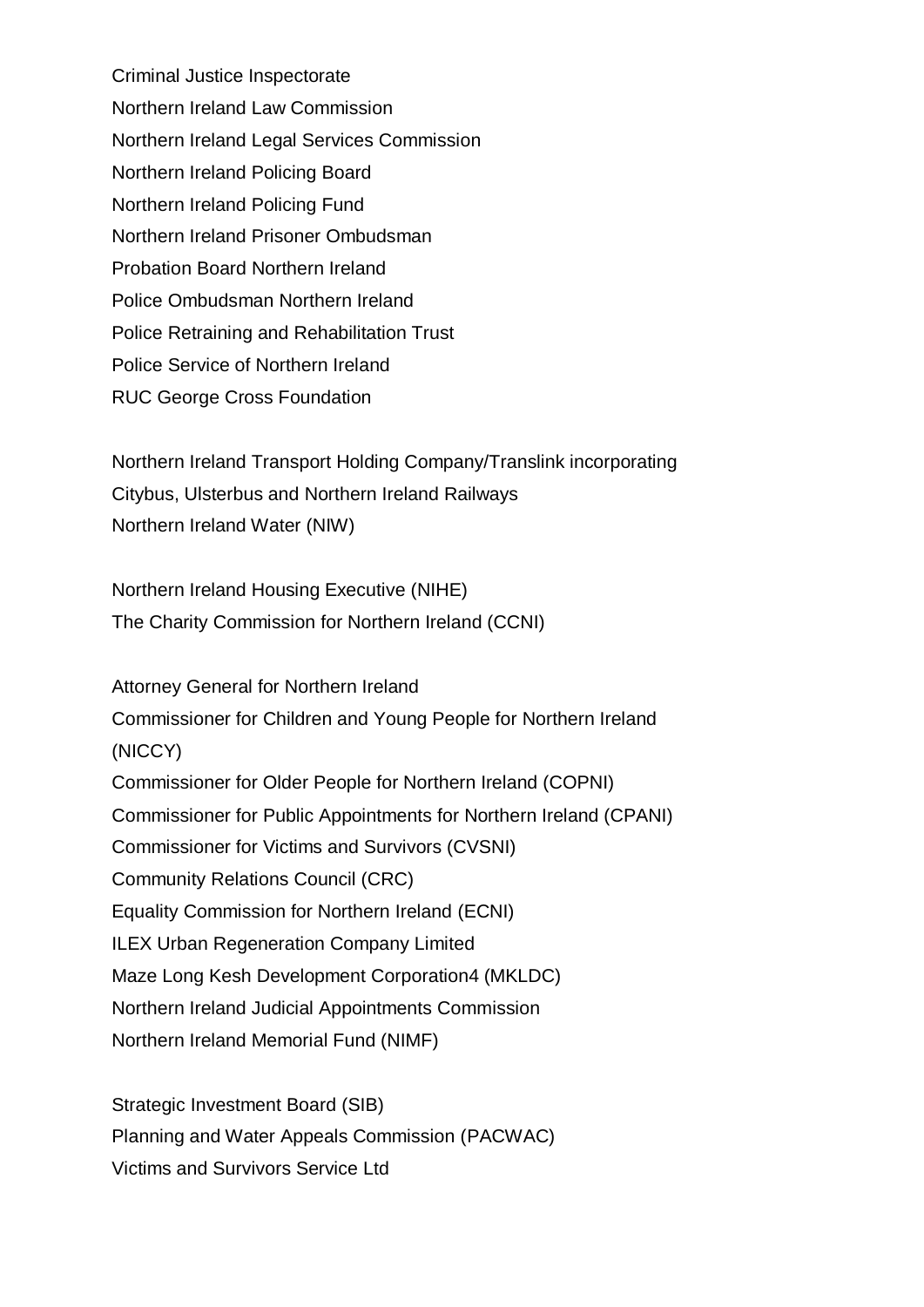Criminal Justice Inspectorate
Northern Ireland Law Commission
Northern Ireland Legal Services Commission
Northern Ireland Policing Board
Northern Ireland Policing Fund
Northern Ireland Prisoner Ombudsman
Probation Board Northern Ireland
Police Ombudsman Northern Ireland
Police Retraining and Rehabilitation Trust
Police Service of Northern Ireland
RUC George Cross Foundation

Northern Ireland Transport Holding Company/Translink incorporating Citybus, Ulsterbus and Northern Ireland Railways
Northern Ireland Water (NIW)

Northern Ireland Housing Executive (NIHE)
The Charity Commission for Northern Ireland (CCNI)

Attorney General for Northern Ireland
Commissioner for Children and Young People for Northern Ireland (NICCY)
Commissioner for Older People for Northern Ireland (COPNI)
Commissioner for Public Appointments for Northern Ireland (CPANI)
Commissioner for Victims and Survivors (CVSNI)
Community Relations Council (CRC)
Equality Commission for Northern Ireland (ECNI)
ILEX Urban Regeneration Company Limited
Maze Long Kesh Development Corporation[4] (MKLDC)
Northern Ireland Judicial Appointments Commission
Northern Ireland Memorial Fund (NIMF)

Strategic Investment Board (SIB)
Planning and Water Appeals Commission (PACWAC)
Victims and Survivors Service Ltd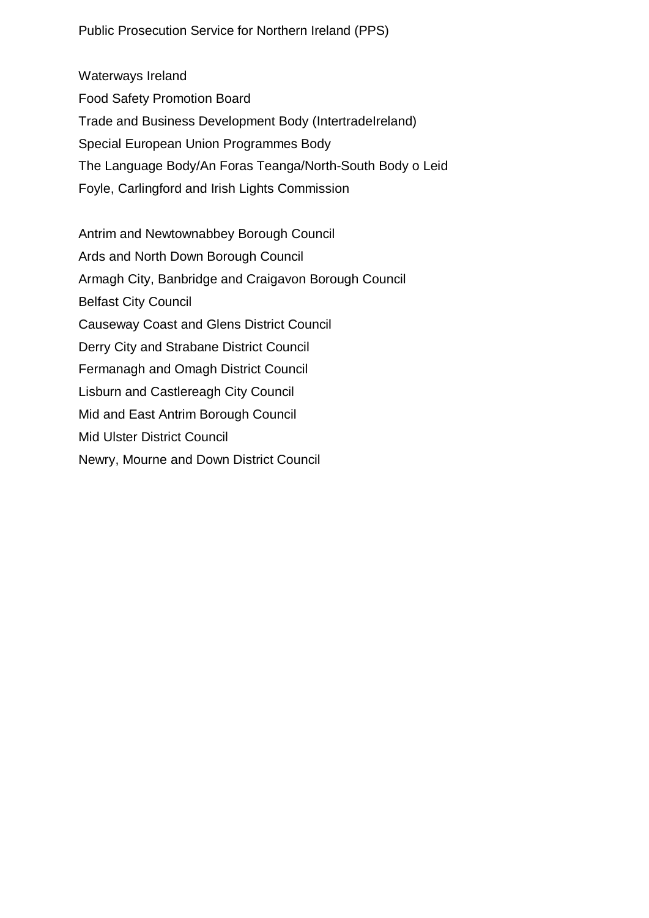Public Prosecution Service for Northern Ireland (PPS)

Waterways Ireland

Food Safety Promotion Board

Trade and Business Development Body (IntertradeIreland)

Special European Union Programmes Body

The Language Body/An Foras Teanga/North-South Body o Leid

Foyle, Carlingford and Irish Lights Commission

Antrim and Newtownabbey Borough Council

Ards and North Down Borough Council

Armagh City, Banbridge and Craigavon Borough Council

Belfast City Council

Causeway Coast and Glens District Council

Derry City and Strabane District Council

Fermanagh and Omagh District Council

Lisburn and Castlereagh City Council

Mid and East Antrim Borough Council

Mid Ulster District Council

Newry, Mourne and Down District Council